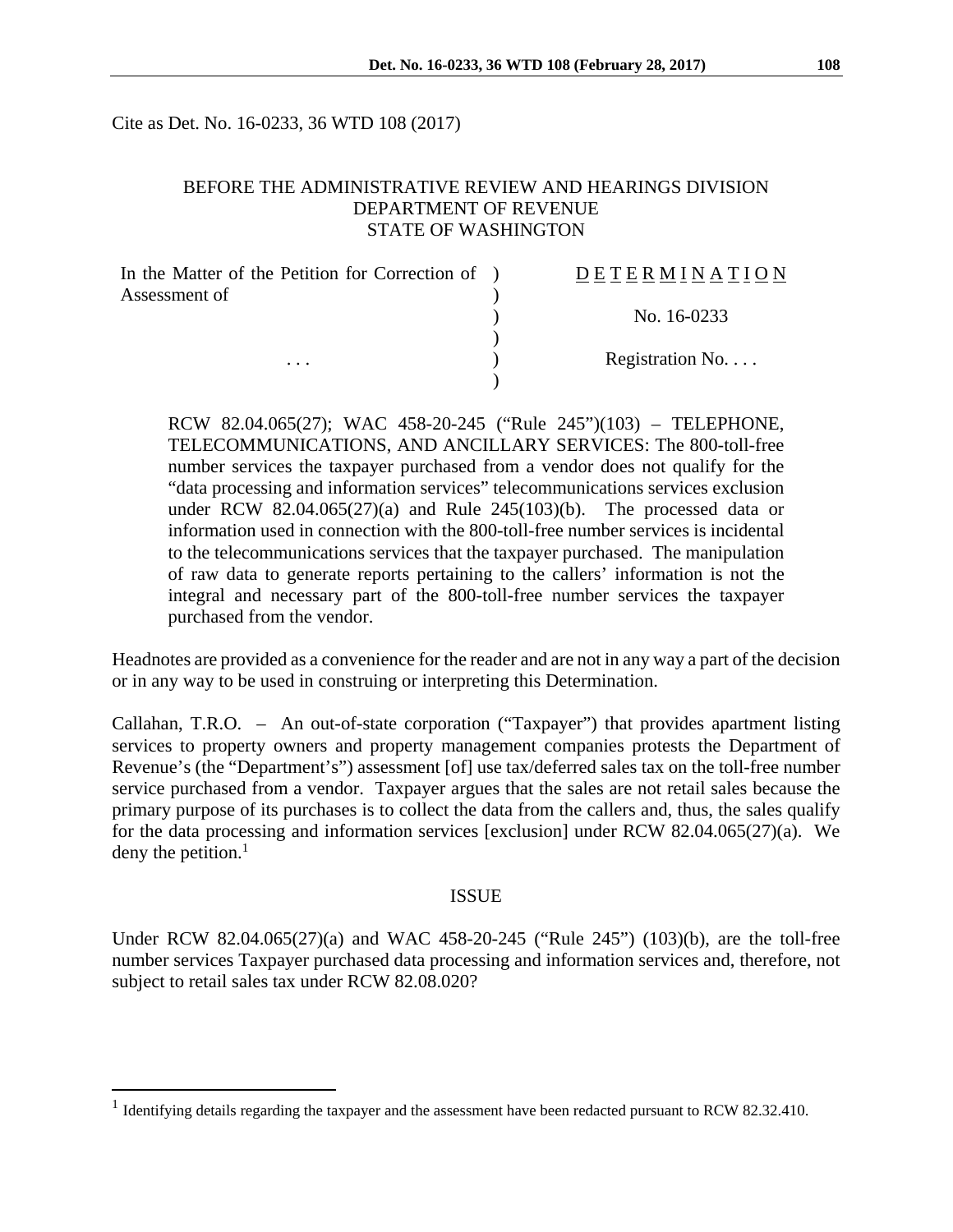Cite as Det. No. 16-0233, 36 WTD 108 (2017)

BEFORE THE ADMINISTRATIVE REVIEW AND HEARINGS DIVISION
DEPARTMENT OF REVENUE
STATE OF WASHINGTON

| | | |
|---|---|---|
| In the Matter of the Petition for Correction of Assessment of | ) | D E T E R M I N A T I O N |
| | ) | |
| | ) | No. 16-0233 |
| | ) | |
| . . . | ) | Registration No. . . . |
| | ) | |

RCW 82.04.065(27); WAC 458-20-245 ("Rule 245")(103) – TELEPHONE, TELECOMMUNICATIONS, AND ANCILLARY SERVICES: The 800-toll-free number services the taxpayer purchased from a vendor does not qualify for the "data processing and information services" telecommunications services exclusion under RCW 82.04.065(27)(a) and Rule 245(103)(b). The processed data or information used in connection with the 800-toll-free number services is incidental to the telecommunications services that the taxpayer purchased. The manipulation of raw data to generate reports pertaining to the callers' information is not the integral and necessary part of the 800-toll-free number services the taxpayer purchased from the vendor.

Headnotes are provided as a convenience for the reader and are not in any way a part of the decision or in any way to be used in construing or interpreting this Determination.

Callahan, T.R.O. – An out-of-state corporation ("Taxpayer") that provides apartment listing services to property owners and property management companies protests the Department of Revenue's (the "Department's") assessment [of] use tax/deferred sales tax on the toll-free number service purchased from a vendor. Taxpayer argues that the sales are not retail sales because the primary purpose of its purchases is to collect the data from the callers and, thus, the sales qualify for the data processing and information services [exclusion] under RCW 82.04.065(27)(a). We deny the petition.[1]

## ISSUE

Under RCW 82.04.065(27)(a) and WAC 458-20-245 ("Rule 245") (103)(b), are the toll-free number services Taxpayer purchased data processing and information services and, therefore, not subject to retail sales tax under RCW 82.08.020?

[1] Identifying details regarding the taxpayer and the assessment have been redacted pursuant to RCW 82.32.410.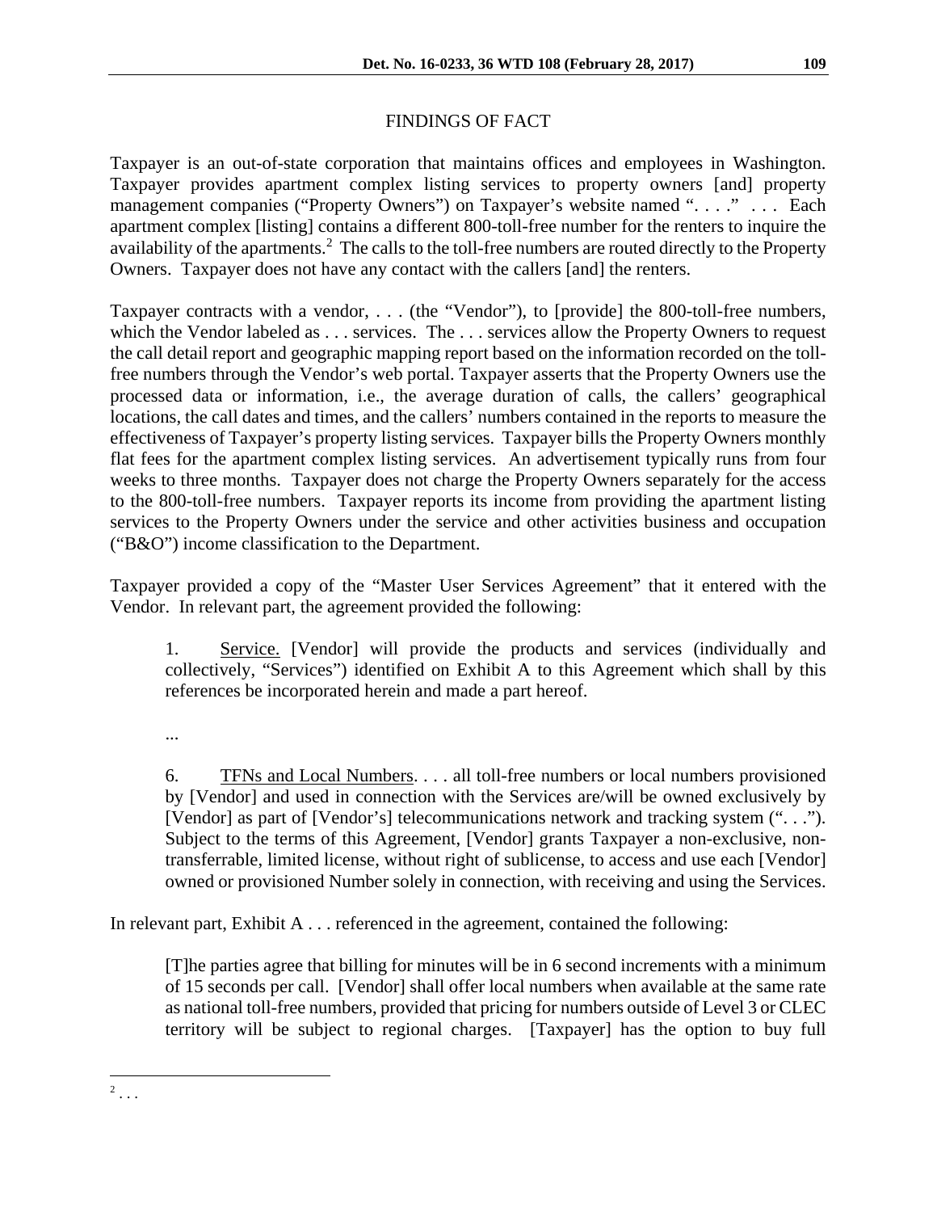FINDINGS OF FACT

Taxpayer is an out-of-state corporation that maintains offices and employees in Washington. Taxpayer provides apartment complex listing services to property owners [and] property management companies ("Property Owners") on Taxpayer's website named ". . . ." . . . Each apartment complex [listing] contains a different 800-toll-free number for the renters to inquire the availability of the apartments.[2] The calls to the toll-free numbers are routed directly to the Property Owners. Taxpayer does not have any contact with the callers [and] the renters.

Taxpayer contracts with a vendor, . . . (the "Vendor"), to [provide] the 800-toll-free numbers, which the Vendor labeled as . . . services. The . . . services allow the Property Owners to request the call detail report and geographic mapping report based on the information recorded on the toll-free numbers through the Vendor's web portal. Taxpayer asserts that the Property Owners use the processed data or information, i.e., the average duration of calls, the callers' geographical locations, the call dates and times, and the callers' numbers contained in the reports to measure the effectiveness of Taxpayer's property listing services. Taxpayer bills the Property Owners monthly flat fees for the apartment complex listing services. An advertisement typically runs from four weeks to three months. Taxpayer does not charge the Property Owners separately for the access to the 800-toll-free numbers. Taxpayer reports its income from providing the apartment listing services to the Property Owners under the service and other activities business and occupation ("B&O") income classification to the Department.

Taxpayer provided a copy of the "Master User Services Agreement" that it entered with the Vendor. In relevant part, the agreement provided the following:

> 1. Service. [Vendor] will provide the products and services (individually and collectively, "Services") identified on Exhibit A to this Agreement which shall by this references be incorporated herein and made a part hereof.
>
> ...
>
> 6. TFNs and Local Numbers. . . . all toll-free numbers or local numbers provisioned by [Vendor] and used in connection with the Services are/will be owned exclusively by [Vendor] as part of [Vendor's] telecommunications network and tracking system (". . ."). Subject to the terms of this Agreement, [Vendor] grants Taxpayer a non-exclusive, non-transferrable, limited license, without right of sublicense, to access and use each [Vendor] owned or provisioned Number solely in connection, with receiving and using the Services.

In relevant part, Exhibit A . . . referenced in the agreement, contained the following:

> [T]he parties agree that billing for minutes will be in 6 second increments with a minimum of 15 seconds per call. [Vendor] shall offer local numbers when available at the same rate as national toll-free numbers, provided that pricing for numbers outside of Level 3 or CLEC territory will be subject to regional charges. [Taxpayer] has the option to buy full

[2] . . .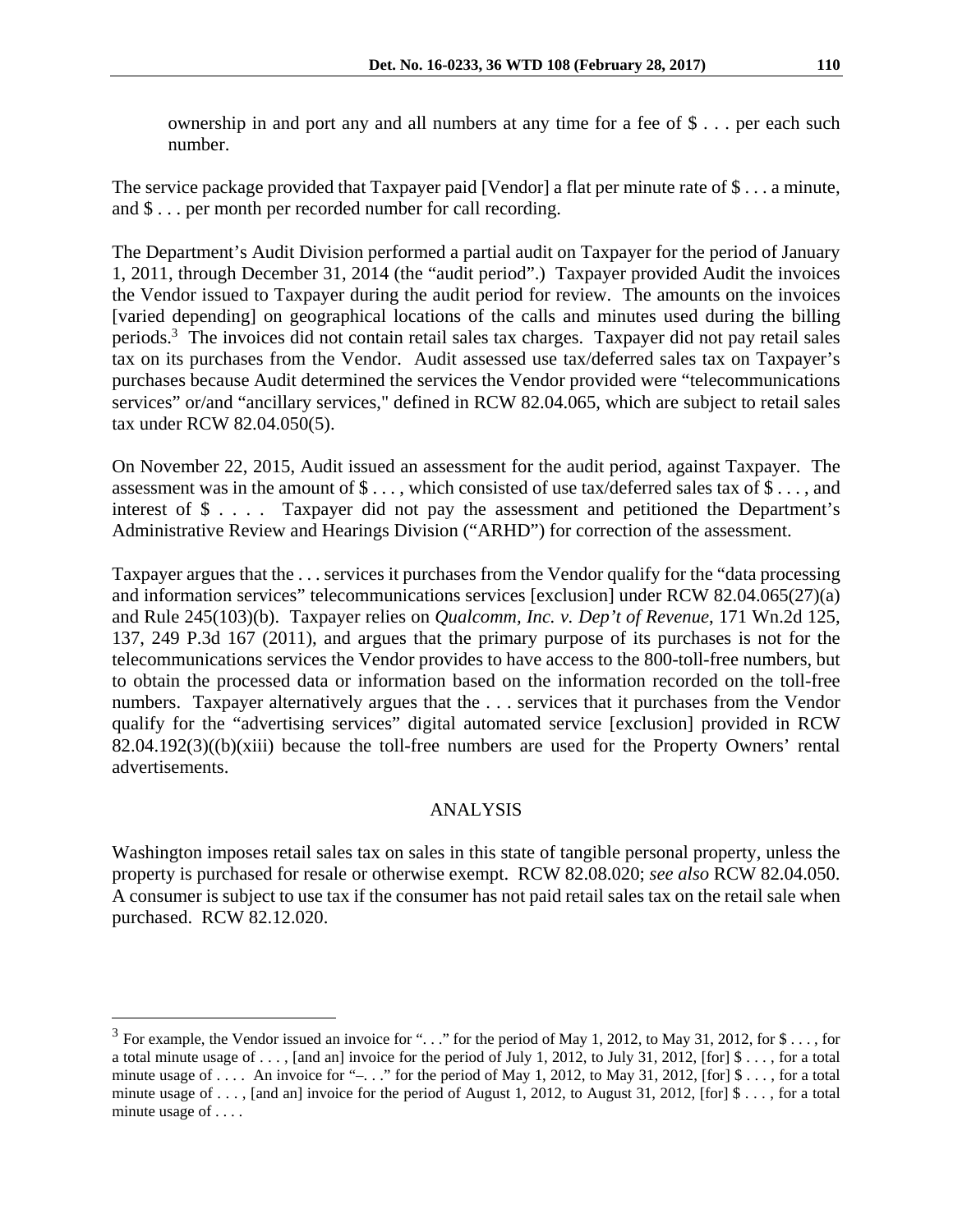ownership in and port any and all numbers at any time for a fee of $ . . . per each such number.

The service package provided that Taxpayer paid [Vendor] a flat per minute rate of $ . . . a minute, and $ . . . per month per recorded number for call recording.

The Department's Audit Division performed a partial audit on Taxpayer for the period of January 1, 2011, through December 31, 2014 (the "audit period".) Taxpayer provided Audit the invoices the Vendor issued to Taxpayer during the audit period for review. The amounts on the invoices [varied depending] on geographical locations of the calls and minutes used during the billing periods.[3] The invoices did not contain retail sales tax charges. Taxpayer did not pay retail sales tax on its purchases from the Vendor. Audit assessed use tax/deferred sales tax on Taxpayer's purchases because Audit determined the services the Vendor provided were "telecommunications services" or/and "ancillary services," defined in RCW 82.04.065, which are subject to retail sales tax under RCW 82.04.050(5).

On November 22, 2015, Audit issued an assessment for the audit period, against Taxpayer. The assessment was in the amount of $ . . . , which consisted of use tax/deferred sales tax of $ . . . , and interest of $ . . . . Taxpayer did not pay the assessment and petitioned the Department's Administrative Review and Hearings Division ("ARHD") for correction of the assessment.

Taxpayer argues that the . . . services it purchases from the Vendor qualify for the "data processing and information services" telecommunications services [exclusion] under RCW 82.04.065(27)(a) and Rule 245(103)(b). Taxpayer relies on *Qualcomm, Inc. v. Dep't of Revenue*, 171 Wn.2d 125, 137, 249 P.3d 167 (2011), and argues that the primary purpose of its purchases is not for the telecommunications services the Vendor provides to have access to the 800-toll-free numbers, but to obtain the processed data or information based on the information recorded on the toll-free numbers. Taxpayer alternatively argues that the . . . services that it purchases from the Vendor qualify for the "advertising services" digital automated service [exclusion] provided in RCW 82.04.192(3)((b)(xiii) because the toll-free numbers are used for the Property Owners' rental advertisements.

## ANALYSIS

Washington imposes retail sales tax on sales in this state of tangible personal property, unless the property is purchased for resale or otherwise exempt. RCW 82.08.020; *see also* RCW 82.04.050. A consumer is subject to use tax if the consumer has not paid retail sales tax on the retail sale when purchased. RCW 82.12.020.

---

[3] For example, the Vendor issued an invoice for ". . ." for the period of May 1, 2012, to May 31, 2012, for $ . . . , for a total minute usage of . . . , [and an] invoice for the period of July 1, 2012, to July 31, 2012, [for] $ . . . , for a total minute usage of . . . . An invoice for "–. . ." for the period of May 1, 2012, to May 31, 2012, [for] $ . . . , for a total minute usage of . . . , [and an] invoice for the period of August 1, 2012, to August 31, 2012, [for] $ . . . , for a total minute usage of . . . .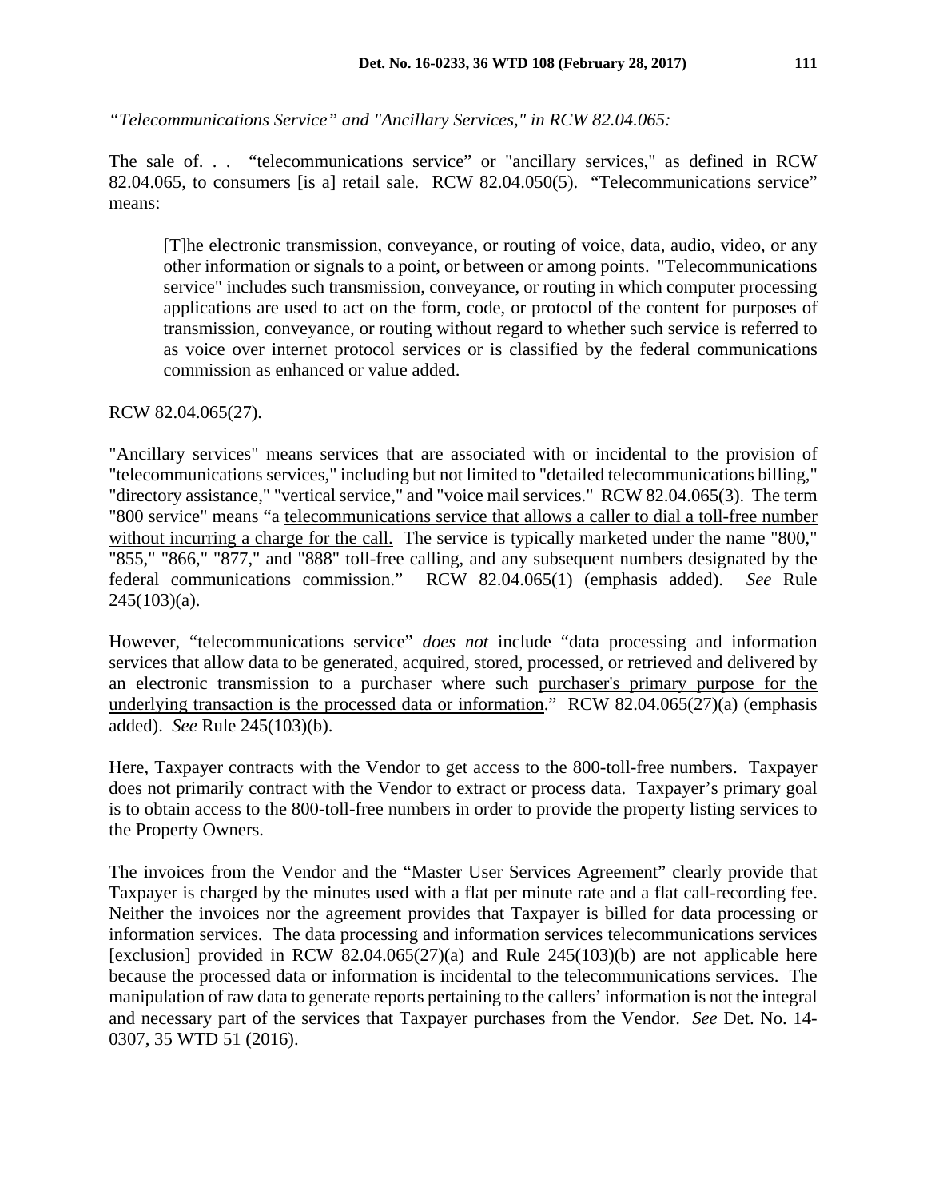*“Telecommunications Service” and "Ancillary Services," in RCW 82.04.065:*

The sale of. . . “telecommunications service” or "ancillary services," as defined in RCW 82.04.065, to consumers [is a] retail sale. RCW 82.04.050(5). “Telecommunications service” means:

> [T]he electronic transmission, conveyance, or routing of voice, data, audio, video, or any other information or signals to a point, or between or among points. "Telecommunications service" includes such transmission, conveyance, or routing in which computer processing applications are used to act on the form, code, or protocol of the content for purposes of transmission, conveyance, or routing without regard to whether such service is referred to as voice over internet protocol services or is classified by the federal communications commission as enhanced or value added.

RCW 82.04.065(27).

"Ancillary services" means services that are associated with or incidental to the provision of "telecommunications services," including but not limited to "detailed telecommunications billing," "directory assistance," "vertical service," and "voice mail services." RCW 82.04.065(3). The term "800 service" means “a <u>telecommunications service that allows a caller to dial a toll-free number without incurring a charge for the call.</u> The service is typically marketed under the name "800," "855," "866," "877," and "888" toll-free calling, and any subsequent numbers designated by the federal communications commission.” RCW 82.04.065(1) (emphasis added). *See* Rule 245(103)(a).

However, “telecommunications service” *does not* include “data processing and information services that allow data to be generated, acquired, stored, processed, or retrieved and delivered by an electronic transmission to a purchaser where such <u>purchaser's primary purpose for the underlying transaction is the processed data or information</u>.” RCW 82.04.065(27)(a) (emphasis added). *See* Rule 245(103)(b).

Here, Taxpayer contracts with the Vendor to get access to the 800-toll-free numbers. Taxpayer does not primarily contract with the Vendor to extract or process data. Taxpayer’s primary goal is to obtain access to the 800-toll-free numbers in order to provide the property listing services to the Property Owners.

The invoices from the Vendor and the “Master User Services Agreement” clearly provide that Taxpayer is charged by the minutes used with a flat per minute rate and a flat call-recording fee. Neither the invoices nor the agreement provides that Taxpayer is billed for data processing or information services. The data processing and information services telecommunications services [exclusion] provided in RCW 82.04.065(27)(a) and Rule 245(103)(b) are not applicable here because the processed data or information is incidental to the telecommunications services. The manipulation of raw data to generate reports pertaining to the callers’ information is not the integral and necessary part of the services that Taxpayer purchases from the Vendor. *See* Det. No. 14-0307, 35 WTD 51 (2016).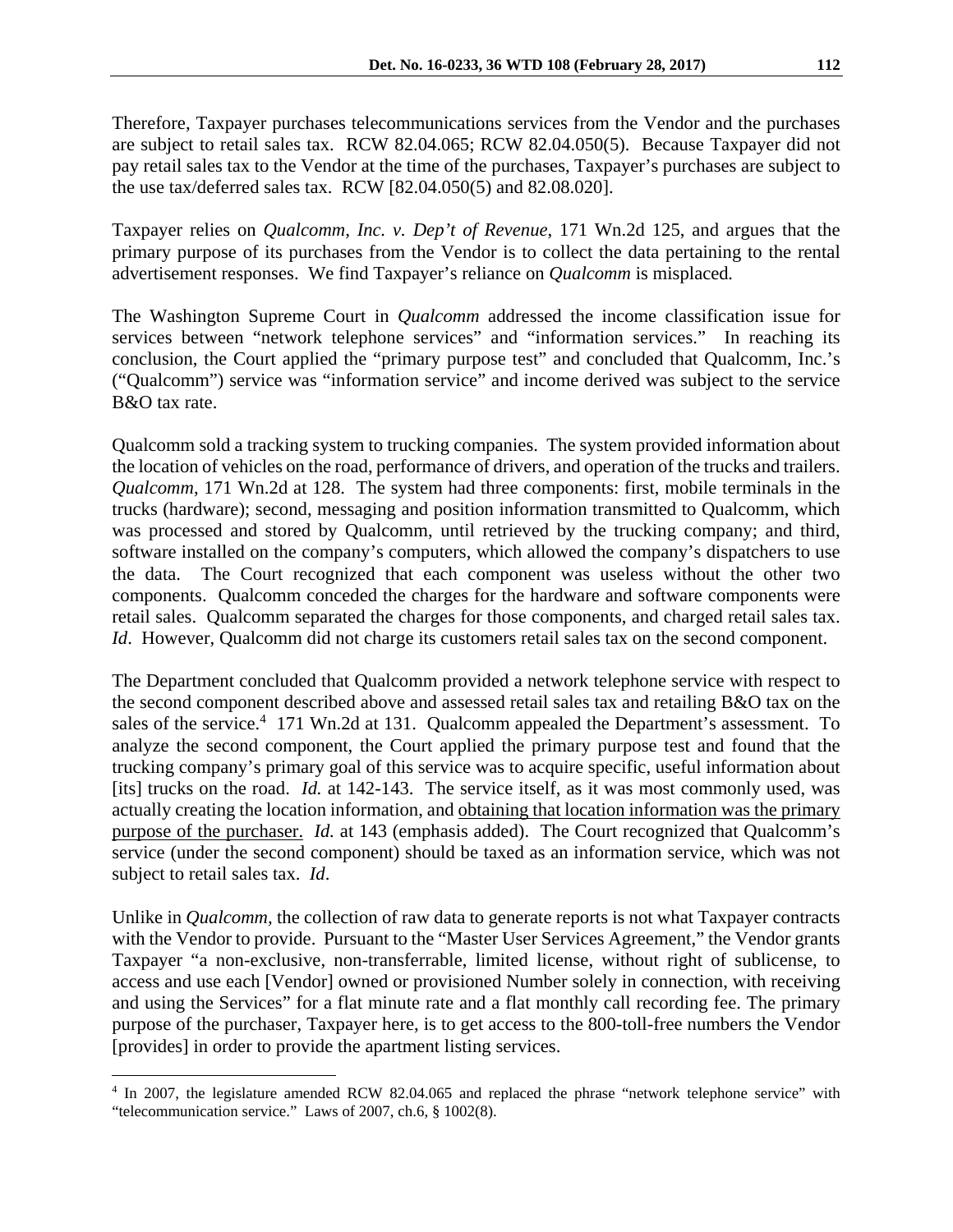Therefore, Taxpayer purchases telecommunications services from the Vendor and the purchases are subject to retail sales tax. RCW 82.04.065; RCW 82.04.050(5). Because Taxpayer did not pay retail sales tax to the Vendor at the time of the purchases, Taxpayer's purchases are subject to the use tax/deferred sales tax. RCW [82.04.050(5) and 82.08.020].

Taxpayer relies on *Qualcomm, Inc. v. Dep't of Revenue*, 171 Wn.2d 125, and argues that the primary purpose of its purchases from the Vendor is to collect the data pertaining to the rental advertisement responses. We find Taxpayer's reliance on *Qualcomm* is misplaced.

The Washington Supreme Court in *Qualcomm* addressed the income classification issue for services between "network telephone services" and "information services." In reaching its conclusion, the Court applied the "primary purpose test" and concluded that Qualcomm, Inc.'s ("Qualcomm") service was "information service" and income derived was subject to the service B&O tax rate.

Qualcomm sold a tracking system to trucking companies. The system provided information about the location of vehicles on the road, performance of drivers, and operation of the trucks and trailers. *Qualcomm*, 171 Wn.2d at 128. The system had three components: first, mobile terminals in the trucks (hardware); second, messaging and position information transmitted to Qualcomm, which was processed and stored by Qualcomm, until retrieved by the trucking company; and third, software installed on the company's computers, which allowed the company's dispatchers to use the data. The Court recognized that each component was useless without the other two components. Qualcomm conceded the charges for the hardware and software components were retail sales. Qualcomm separated the charges for those components, and charged retail sales tax. *Id*. However, Qualcomm did not charge its customers retail sales tax on the second component.

The Department concluded that Qualcomm provided a network telephone service with respect to the second component described above and assessed retail sales tax and retailing B&O tax on the sales of the service.[4] 171 Wn.2d at 131. Qualcomm appealed the Department's assessment. To analyze the second component, the Court applied the primary purpose test and found that the trucking company's primary goal of this service was to acquire specific, useful information about [its] trucks on the road. *Id.* at 142-143. The service itself, as it was most commonly used, was actually creating the location information, and <u>obtaining that location information was the primary purpose of the purchaser.</u> *Id.* at 143 (emphasis added). The Court recognized that Qualcomm's service (under the second component) should be taxed as an information service, which was not subject to retail sales tax. *Id*.

Unlike in *Qualcomm*, the collection of raw data to generate reports is not what Taxpayer contracts with the Vendor to provide. Pursuant to the "Master User Services Agreement," the Vendor grants Taxpayer "a non-exclusive, non-transferrable, limited license, without right of sublicense, to access and use each [Vendor] owned or provisioned Number solely in connection, with receiving and using the Services" for a flat minute rate and a flat monthly call recording fee. The primary purpose of the purchaser, Taxpayer here, is to get access to the 800-toll-free numbers the Vendor [provides] in order to provide the apartment listing services.

---

[4] In 2007, the legislature amended RCW 82.04.065 and replaced the phrase "network telephone service" with "telecommunication service." Laws of 2007, ch.6, § 1002(8).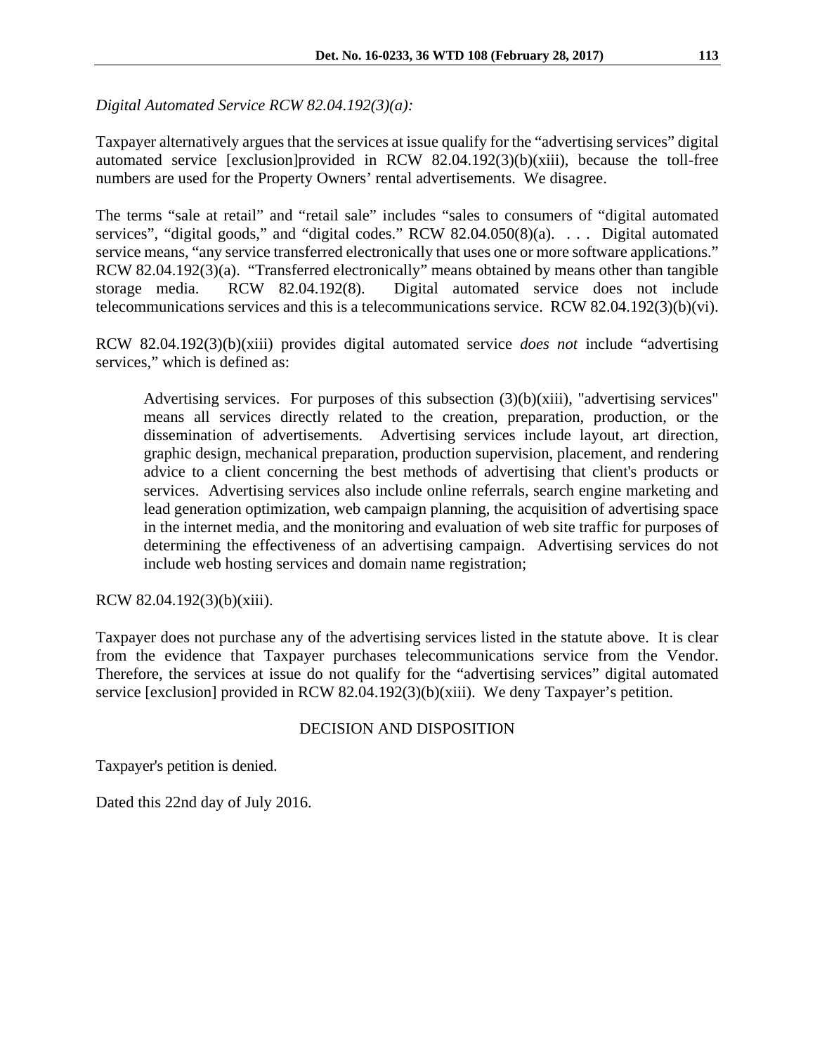*Digital Automated Service RCW 82.04.192(3)(a):*

Taxpayer alternatively argues that the services at issue qualify for the "advertising services" digital automated service [exclusion]provided in RCW 82.04.192(3)(b)(xiii), because the toll-free numbers are used for the Property Owners' rental advertisements. We disagree.

The terms "sale at retail" and "retail sale" includes "sales to consumers of "digital automated services", "digital goods," and "digital codes." RCW 82.04.050(8)(a). . . . Digital automated service means, "any service transferred electronically that uses one or more software applications." RCW 82.04.192(3)(a). "Transferred electronically" means obtained by means other than tangible storage media. RCW 82.04.192(8). Digital automated service does not include telecommunications services and this is a telecommunications service. RCW 82.04.192(3)(b)(vi).

RCW 82.04.192(3)(b)(xiii) provides digital automated service *does not* include "advertising services," which is defined as:

> Advertising services. For purposes of this subsection (3)(b)(xiii), "advertising services" means all services directly related to the creation, preparation, production, or the dissemination of advertisements. Advertising services include layout, art direction, graphic design, mechanical preparation, production supervision, placement, and rendering advice to a client concerning the best methods of advertising that client's products or services. Advertising services also include online referrals, search engine marketing and lead generation optimization, web campaign planning, the acquisition of advertising space in the internet media, and the monitoring and evaluation of web site traffic for purposes of determining the effectiveness of an advertising campaign. Advertising services do not include web hosting services and domain name registration;

RCW 82.04.192(3)(b)(xiii).

Taxpayer does not purchase any of the advertising services listed in the statute above. It is clear from the evidence that Taxpayer purchases telecommunications service from the Vendor. Therefore, the services at issue do not qualify for the "advertising services" digital automated service [exclusion] provided in RCW 82.04.192(3)(b)(xiii). We deny Taxpayer's petition.

## DECISION AND DISPOSITION

Taxpayer's petition is denied.

Dated this 22nd day of July 2016.